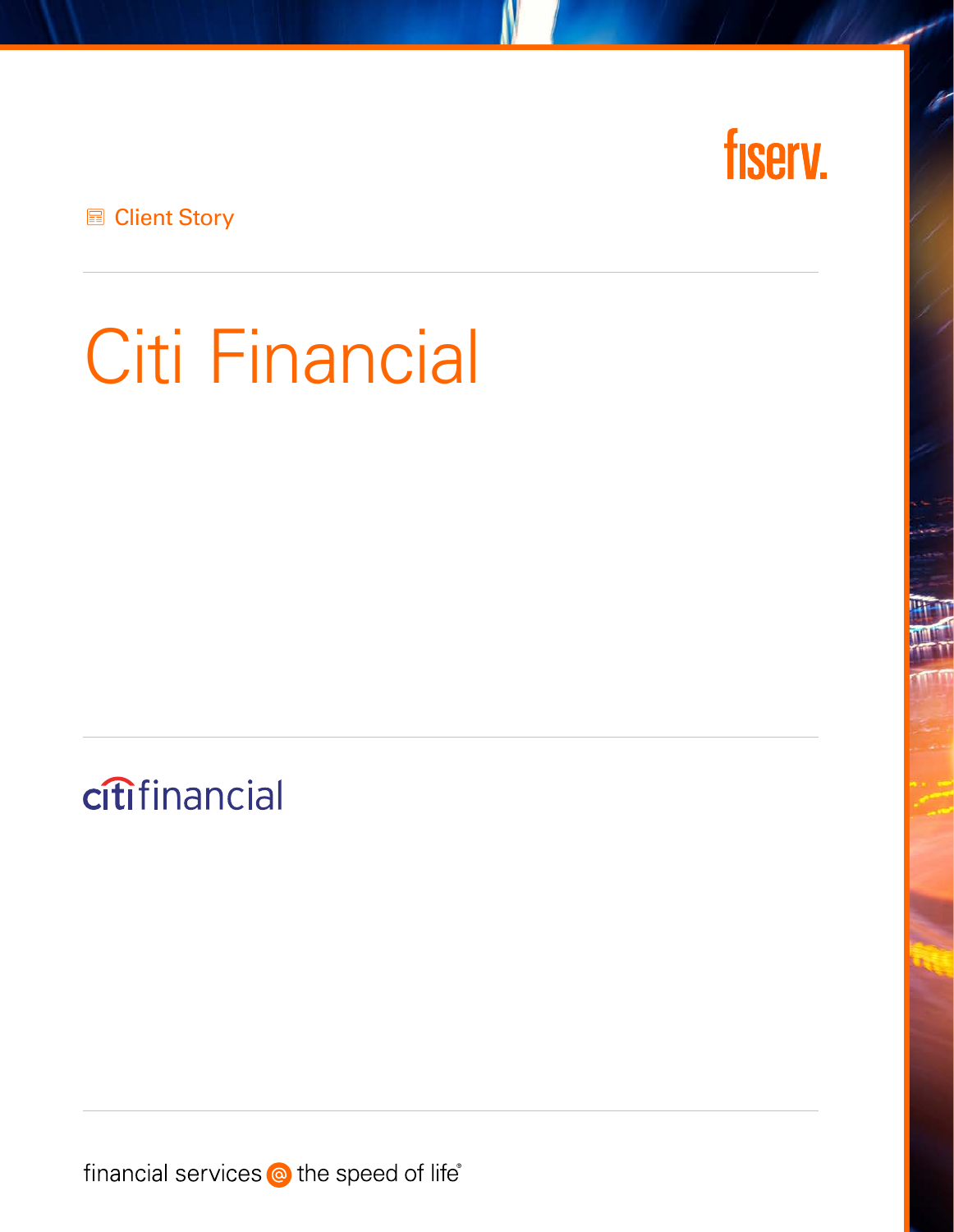fiserv.

Client Story

# Citi Financial

citifinancial

financial services @ the speed of life®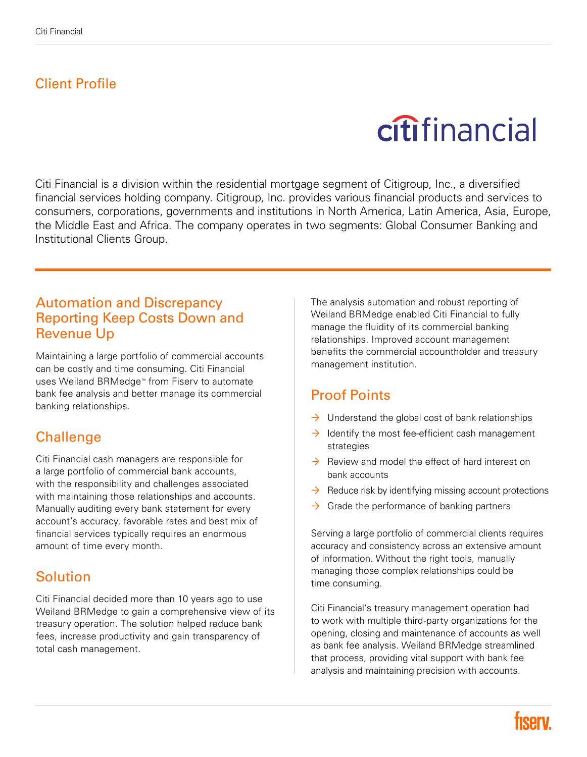## Client Profile

Citi Financial is a division within the residential mortgage segment of Citigroup, Inc., a diversified financial services holding company. Citigroup, Inc. provides various financial products and services to consumers, corporations, governments and institutions in North America, Latin America, Asia, Europe, the Middle East and Africa. The company operates in two segments: Global Consumer Banking and Institutional Clients Group.

## Automation and Discrepancy Reporting Keep Costs Down and Revenue Up

Maintaining a large portfolio of commercial accounts can be costly and time consuming. Citi Financial uses Weiland BRMedge™ from Fiserv to automate bank fee analysis and better manage its commercial banking relationships.

## Challenge

Citi Financial cash managers are responsible for a large portfolio of commercial bank accounts, with the responsibility and challenges associated with maintaining those relationships and accounts. Manually auditing every bank statement for every account's accuracy, favorable rates and best mix of financial services typically requires an enormous amount of time every month.

## Solution

Citi Financial decided more than 10 years ago to use Weiland BRMedge to gain a comprehensive view of its treasury operation. The solution helped reduce bank fees, increase productivity and gain transparency of total cash management.

The analysis automation and robust reporting of Weiland BRMedge enabled Citi Financial to fully manage the fluidity of its commercial banking relationships. Improved account management benefits the commercial accountholder and treasury management institution.

## Proof Points

- Understand the global cost of bank relationships
- Identify the most fee-efficient cash management strategies
- Review and model the effect of hard interest on bank accounts
- Reduce risk by identifying missing account protections
- Grade the performance of banking partners

Serving a large portfolio of commercial clients requires accuracy and consistency across an extensive amount of information. Without the right tools, manually managing those complex relationships could be time consuming.

Citi Financial's treasury management operation had to work with multiple third-party organizations for the opening, closing and maintenance of accounts as well as bank fee analysis. Weiland BRMedge streamlined that process, providing vital support with bank fee analysis and maintaining precision with accounts.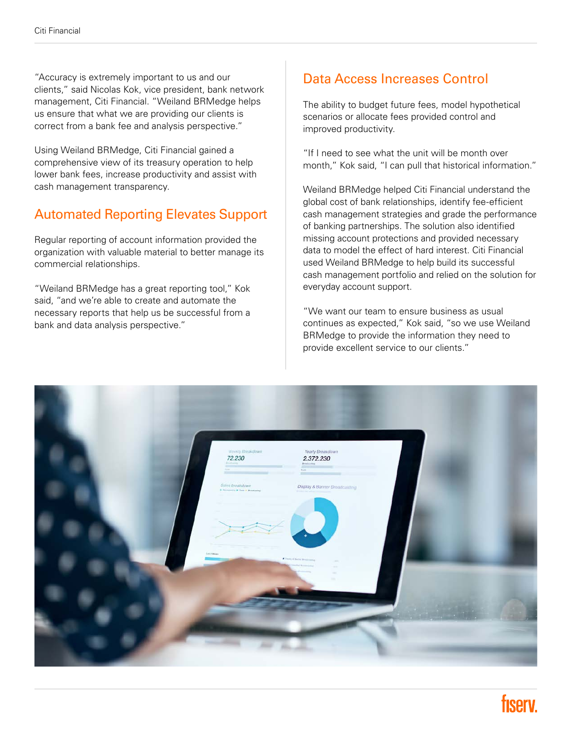"Accuracy is extremely important to us and our clients," said Nicolas Kok, vice president, bank network management, Citi Financial. "Weiland BRMedge helps us ensure that what we are providing our clients is correct from a bank fee and analysis perspective."

Using Weiland BRMedge, Citi Financial gained a comprehensive view of its treasury operation to help lower bank fees, increase productivity and assist with cash management transparency.

## Automated Reporting Elevates Support

Regular reporting of account information provided the organization with valuable material to better manage its commercial relationships.

"Weiland BRMedge has a great reporting tool," Kok said, "and we're able to create and automate the necessary reports that help us be successful from a bank and data analysis perspective."

## Data Access Increases Control

The ability to budget future fees, model hypothetical scenarios or allocate fees provided control and improved productivity.

"If I need to see what the unit will be month over month," Kok said, "I can pull that historical information."

Weiland BRMedge helped Citi Financial understand the global cost of bank relationships, identify fee-efficient cash management strategies and grade the performance of banking partnerships. The solution also identified missing account protections and provided necessary data to model the effect of hard interest. Citi Financial used Weiland BRMedge to help build its successful cash management portfolio and relied on the solution for everyday account support.

"We want our team to ensure business as usual continues as expected," Kok said, "so we use Weiland BRMedge to provide the information they need to provide excellent service to our clients."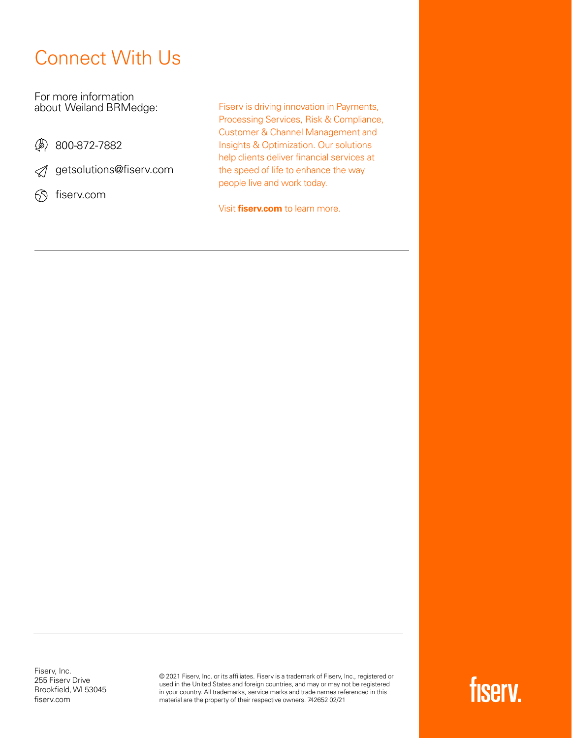# Connect With Us

For more information about Weiland BRMedge:

800-872-7882

getsolutions@fiserv.com

fiserv.com

Fiserv is driving innovation in Payments, Processing Services, Risk & Compliance, Customer & Channel Management and Insights & Optimization. Our solutions help clients deliver financial services at the speed of life to enhance the way people live and work today.

Visit **fiserv.com** to learn more.

Fiserv, Inc.
255 Fiserv Drive
Brookfield, WI 53045
fiserv.com

© 2021 Fiserv, Inc. or its affiliates. Fiserv is a trademark of Fiserv, Inc., registered or used in the United States and foreign countries, and may or may not be registered in your country. All trademarks, service marks and trade names referenced in this material are the property of their respective owners. 742652 02/21

fiserv.